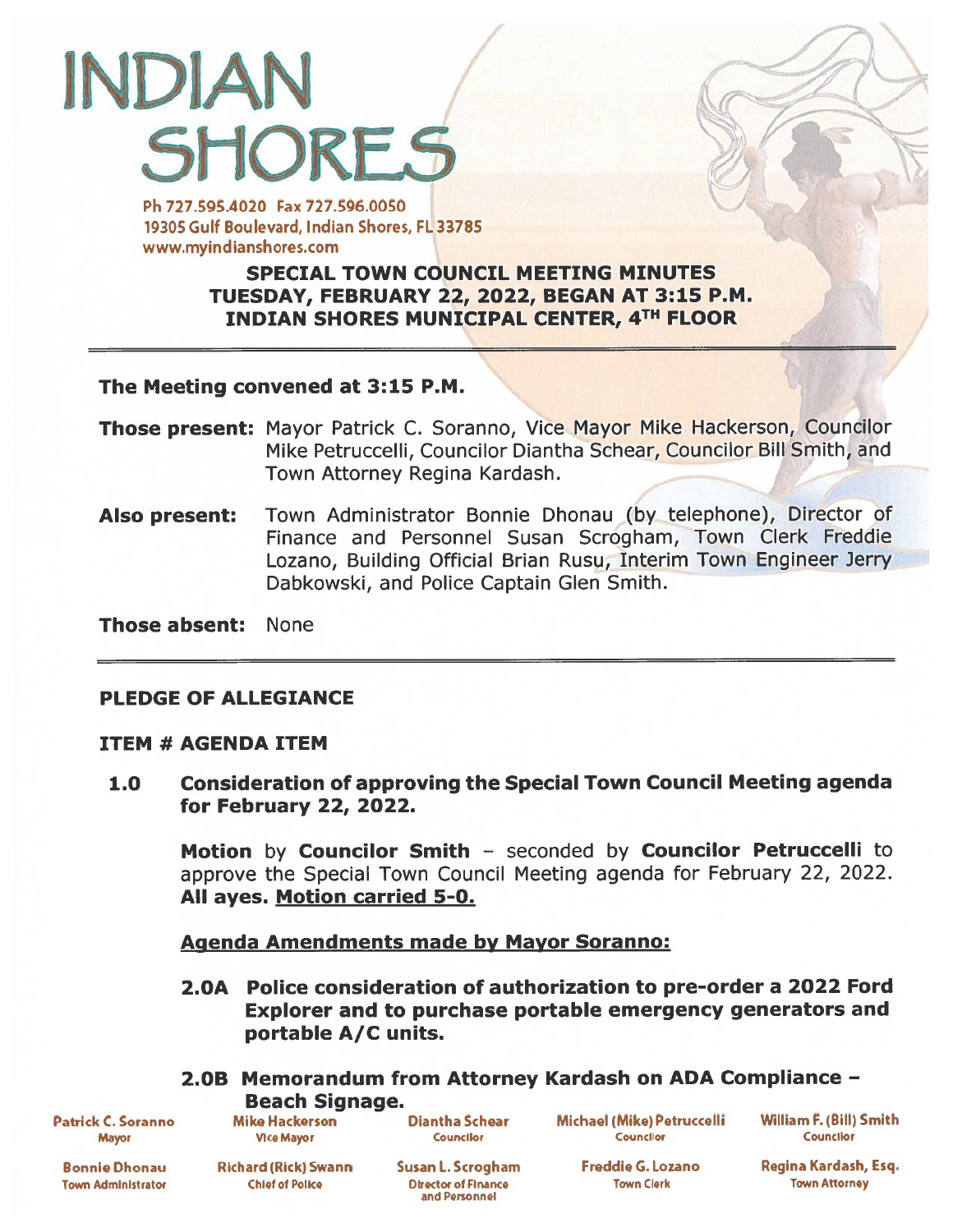# INDIAN SHORES

Ph 727.595.4020 Fax 727.596.0050
19305 Gulf Boulevard, Indian Shores, FL 33785
www.myindianshores.com

## SPECIAL TOWN COUNCIL MEETING MINUTES
## TUESDAY, FEBRUARY 22, 2022, BEGAN AT 3:15 P.M.
## INDIAN SHORES MUNICIPAL CENTER, 4TH FLOOR

**The Meeting convened at 3:15 P.M.**

**Those present:** Mayor Patrick C. Soranno, Vice Mayor Mike Hackerson, Councilor Mike Petruccelli, Councilor Diantha Schear, Councilor Bill Smith, and Town Attorney Regina Kardash.

**Also present:** Town Administrator Bonnie Dhonau (by telephone), Director of Finance and Personnel Susan Scrogham, Town Clerk Freddie Lozano, Building Official Brian Rusu, Interim Town Engineer Jerry Dabkowski, and Police Captain Glen Smith.

**Those absent:** None

**PLEDGE OF ALLEGIANCE**

**ITEM # AGENDA ITEM**

**1.0 Consideration of approving the Special Town Council Meeting agenda for February 22, 2022.**

**Motion** by **Councilor Smith** – seconded by **Councilor Petruccelli** to approve the Special Town Council Meeting agenda for February 22, 2022. **All ayes. Motion carried 5-0.**

**Agenda Amendments made by Mayor Soranno:**

**2.0A Police consideration of authorization to pre-order a 2022 Ford Explorer and to purchase portable emergency generators and portable A/C units.**

**2.0B Memorandum from Attorney Kardash on ADA Compliance – Beach Signage.**

Patrick C. Soranno, Mayor | Mike Hackerson, Vice Mayor | Diantha Schear, Councilor | Michael (Mike) Petruccelli, Councilor | William F. (Bill) Smith, Councilor

Bonnie Dhonau, Town Administrator | Richard (Rick) Swann, Chief of Police | Susan L. Scrogham, Director of Finance and Personnel | Freddie G. Lozano, Town Clerk | Regina Kardash, Esq., Town Attorney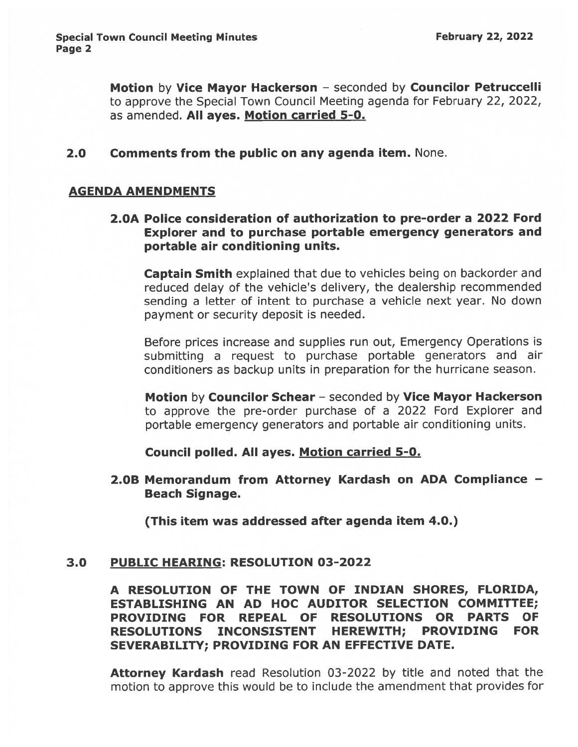**Motion** by **Vice Mayor Hackerson** – seconded by **Councilor Petruccelli** to approve the Special Town Council Meeting agenda for February 22, 2022, as amended. **All ayes. <u>Motion carried 5-0.</u>**

## 2.0 Comments from the public on any agenda item. 
None.

## <u>AGENDA AMENDMENTS</u>

### 2.0A Police consideration of authorization to pre-order a 2022 Ford Explorer and to purchase portable emergency generators and portable air conditioning units.

**Captain Smith** explained that due to vehicles being on backorder and reduced delay of the vehicle's delivery, the dealership recommended sending a letter of intent to purchase a vehicle next year. No down payment or security deposit is needed.

Before prices increase and supplies run out, Emergency Operations is submitting a request to purchase portable generators and air conditioners as backup units in preparation for the hurricane season.

**Motion** by **Councilor Schear** – seconded by **Vice Mayor Hackerson** to approve the pre-order purchase of a 2022 Ford Explorer and portable emergency generators and portable air conditioning units.

**Council polled. All ayes. <u>Motion carried 5-0.</u>**

### 2.0B Memorandum from Attorney Kardash on ADA Compliance – Beach Signage.

**(This item was addressed after agenda item 4.0.)**

## 3.0 <u>PUBLIC HEARING</u>: RESOLUTION 03-2022

**A RESOLUTION OF THE TOWN OF INDIAN SHORES, FLORIDA, ESTABLISHING AN AD HOC AUDITOR SELECTION COMMITTEE; PROVIDING FOR REPEAL OF RESOLUTIONS OR PARTS OF RESOLUTIONS INCONSISTENT HEREWITH; PROVIDING FOR SEVERABILITY; PROVIDING FOR AN EFFECTIVE DATE.**

**Attorney Kardash** read Resolution 03-2022 by title and noted that the motion to approve this would be to include the amendment that provides for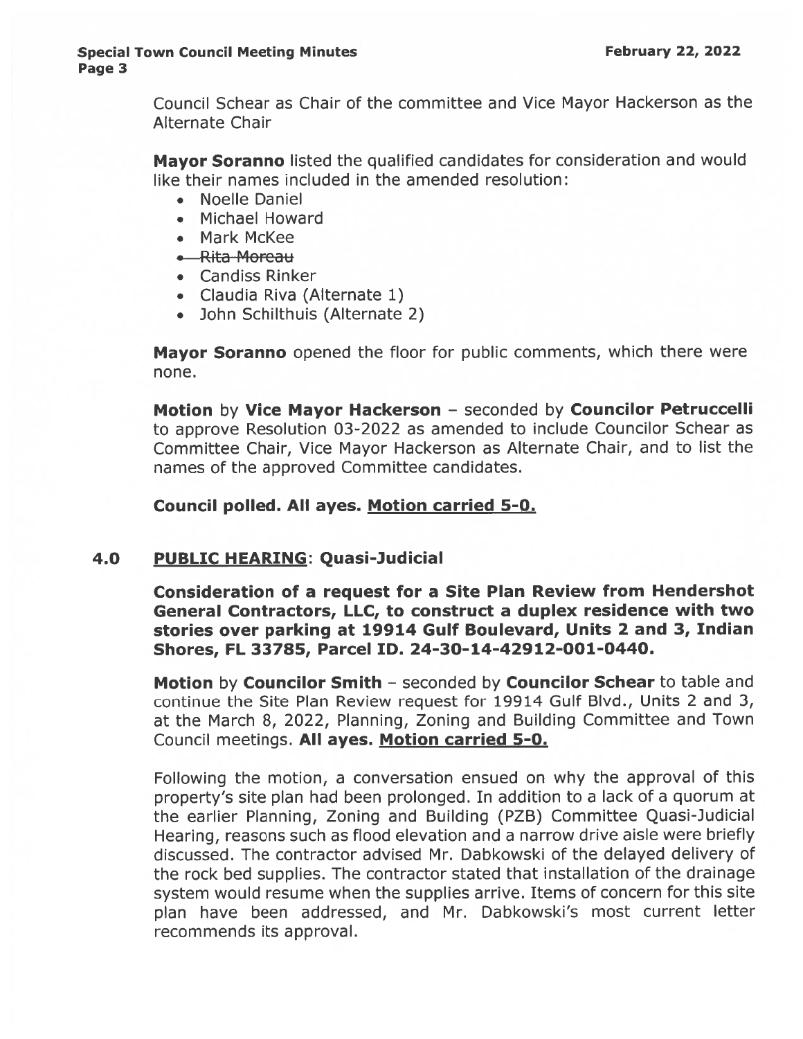Council Schear as Chair of the committee and Vice Mayor Hackerson as the Alternate Chair

**Mayor Soranno** listed the qualified candidates for consideration and would like their names included in the amended resolution:

- Noelle Daniel
- Michael Howard
- Mark McKee
- ~~Rita Moreau~~
- Candiss Rinker
- Claudia Riva (Alternate 1)
- John Schilthuis (Alternate 2)

**Mayor Soranno** opened the floor for public comments, which there were none.

**Motion** by **Vice Mayor Hackerson** – seconded by **Councilor Petruccelli** to approve Resolution 03-2022 as amended to include Councilor Schear as Committee Chair, Vice Mayor Hackerson as Alternate Chair, and to list the names of the approved Committee candidates.

**Council polled. All ayes. <u>Motion carried 5-0.</u>**

## 4.0 <u>PUBLIC HEARING</u>: Quasi-Judicial

**Consideration of a request for a Site Plan Review from Hendershot General Contractors, LLC, to construct a duplex residence with two stories over parking at 19914 Gulf Boulevard, Units 2 and 3, Indian Shores, FL 33785, Parcel ID. 24-30-14-42912-001-0440.**

**Motion** by **Councilor Smith** – seconded by **Councilor Schear** to table and continue the Site Plan Review request for 19914 Gulf Blvd., Units 2 and 3, at the March 8, 2022, Planning, Zoning and Building Committee and Town Council meetings. **All ayes. <u>Motion carried 5-0.</u>**

Following the motion, a conversation ensued on why the approval of this property's site plan had been prolonged. In addition to a lack of a quorum at the earlier Planning, Zoning and Building (PZB) Committee Quasi-Judicial Hearing, reasons such as flood elevation and a narrow drive aisle were briefly discussed. The contractor advised Mr. Dabkowski of the delayed delivery of the rock bed supplies. The contractor stated that installation of the drainage system would resume when the supplies arrive. Items of concern for this site plan have been addressed, and Mr. Dabkowski's most current letter recommends its approval.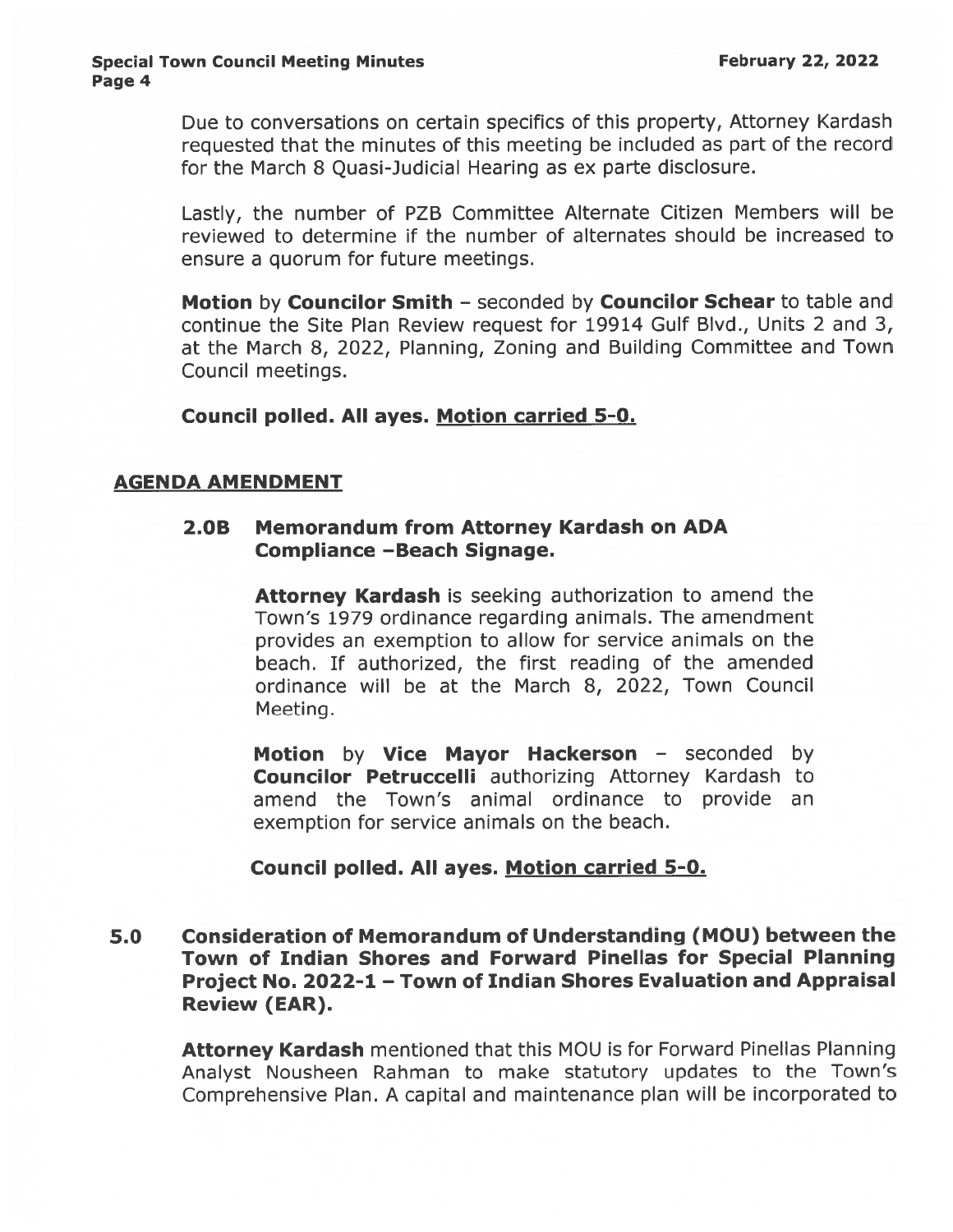Due to conversations on certain specifics of this property, Attorney Kardash requested that the minutes of this meeting be included as part of the record for the March 8 Quasi-Judicial Hearing as ex parte disclosure.

Lastly, the number of PZB Committee Alternate Citizen Members will be reviewed to determine if the number of alternates should be increased to ensure a quorum for future meetings.

**Motion** by **Councilor Smith** – seconded by **Councilor Schear** to table and continue the Site Plan Review request for 19914 Gulf Blvd., Units 2 and 3, at the March 8, 2022, Planning, Zoning and Building Committee and Town Council meetings.

**Council polled. All ayes. <u>Motion carried 5-0.</u>**

## <u>AGENDA AMENDMENT</u>

### 2.0B Memorandum from Attorney Kardash on ADA Compliance –Beach Signage.

**Attorney Kardash** is seeking authorization to amend the Town's 1979 ordinance regarding animals. The amendment provides an exemption to allow for service animals on the beach. If authorized, the first reading of the amended ordinance will be at the March 8, 2022, Town Council Meeting.

**Motion** by **Vice Mayor Hackerson** – seconded by **Councilor Petruccelli** authorizing Attorney Kardash to amend the Town's animal ordinance to provide an exemption for service animals on the beach.

**Council polled. All ayes. <u>Motion carried 5-0.</u>**

## 5.0 Consideration of Memorandum of Understanding (MOU) between the Town of Indian Shores and Forward Pinellas for Special Planning Project No. 2022-1 – Town of Indian Shores Evaluation and Appraisal Review (EAR).

**Attorney Kardash** mentioned that this MOU is for Forward Pinellas Planning Analyst Nousheen Rahman to make statutory updates to the Town's Comprehensive Plan. A capital and maintenance plan will be incorporated to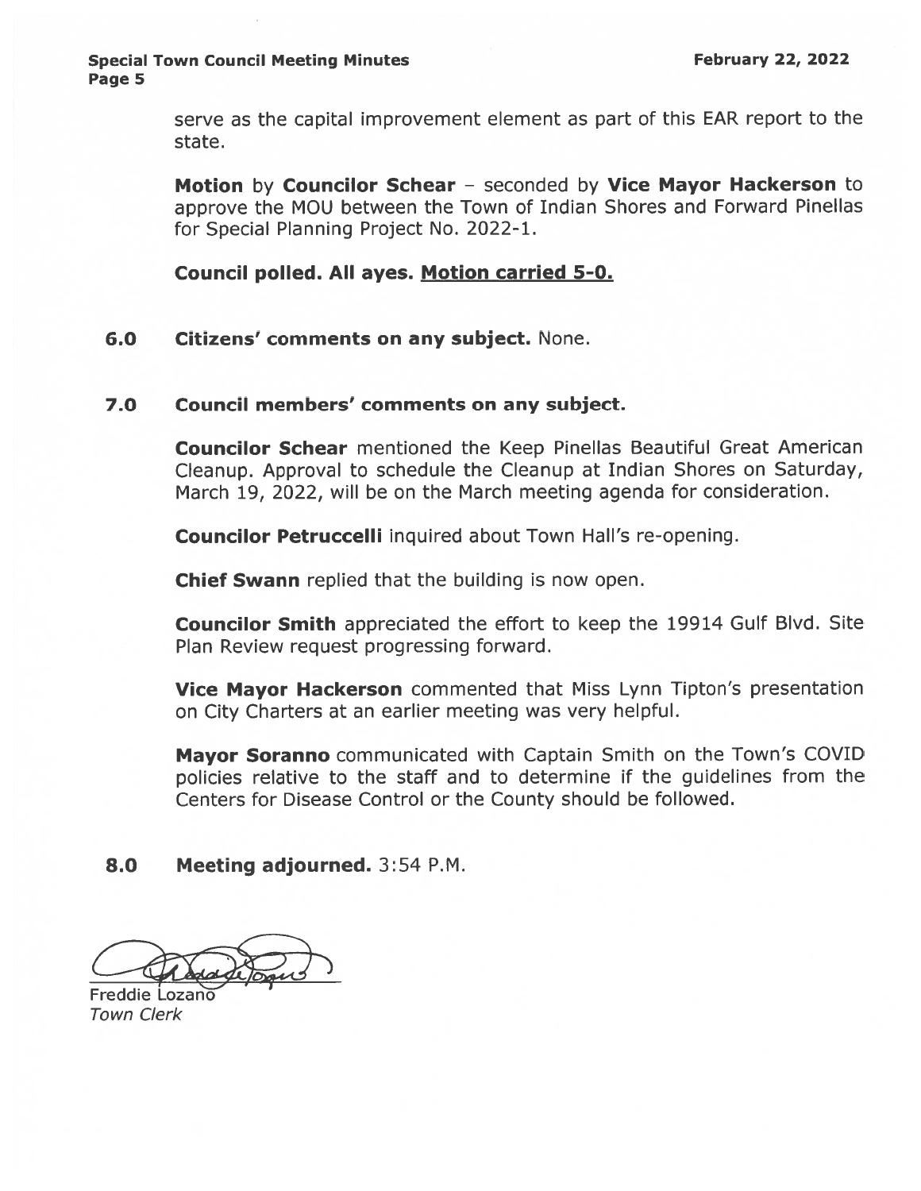serve as the capital improvement element as part of this EAR report to the state.

**Motion** by **Councilor Schear** – seconded by **Vice Mayor Hackerson** to approve the MOU between the Town of Indian Shores and Forward Pinellas for Special Planning Project No. 2022-1.

**Council polled. All ayes. <u>Motion carried 5-0.</u>**

**6.0 Citizens' comments on any subject.** None.

**7.0 Council members' comments on any subject.**

**Councilor Schear** mentioned the Keep Pinellas Beautiful Great American Cleanup. Approval to schedule the Cleanup at Indian Shores on Saturday, March 19, 2022, will be on the March meeting agenda for consideration.

**Councilor Petruccelli** inquired about Town Hall's re-opening.

**Chief Swann** replied that the building is now open.

**Councilor Smith** appreciated the effort to keep the 19914 Gulf Blvd. Site Plan Review request progressing forward.

**Vice Mayor Hackerson** commented that Miss Lynn Tipton's presentation on City Charters at an earlier meeting was very helpful.

**Mayor Soranno** communicated with Captain Smith on the Town's COVID policies relative to the staff and to determine if the guidelines from the Centers for Disease Control or the County should be followed.

**8.0 Meeting adjourned.** 3:54 P.M.

Freddie Lozano
*Town Clerk*